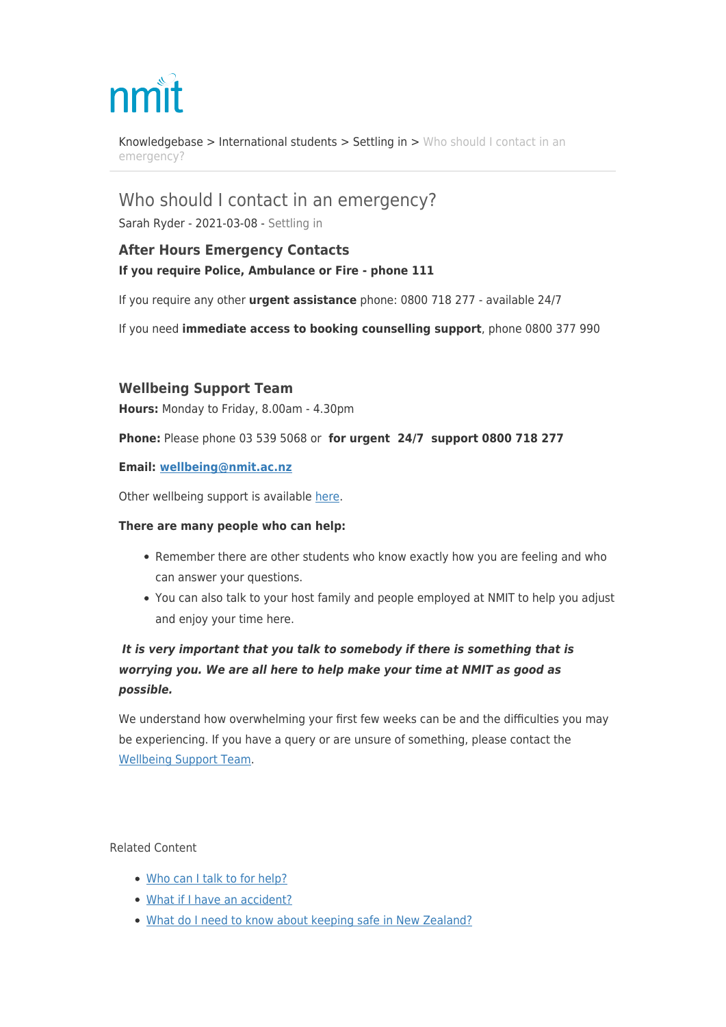nmit

Knowledgebase > International students > Settling in > Who should I contact in an emergency?

# Who should I contact in an emergency?

Sarah Ryder - 2021-03-08 - Settling in

### After Hours Emergency Contacts

**If you require Police, Ambulance or Fire - phone 111**

If you require any other **urgent assistance** phone: 0800 718 277 - available 24/7

If you need **immediate access to booking counselling support**, phone 0800 377 990

### Wellbeing Support Team

**Hours:** Monday to Friday, 8.00am - 4.30pm

**Phone:** Please phone 03 539 5068 or **for urgent 24/7 support 0800 718 277**

**Email: wellbeing@nmit.ac.nz**

Other wellbeing support is available here.

**There are many people who can help:**

- Remember there are other students who know exactly how you are feeling and who can answer your questions.
- You can also talk to your host family and people employed at NMIT to help you adjust and enjoy your time here.

***It is very important that you talk to somebody if there is something that is worrying you. We are all here to help make your time at NMIT as good as possible.***

We understand how overwhelming your first few weeks can be and the difficulties you may be experiencing. If you have a query or are unsure of something, please contact the Wellbeing Support Team.

Related Content

- Who can I talk to for help?
- What if I have an accident?
- What do I need to know about keeping safe in New Zealand?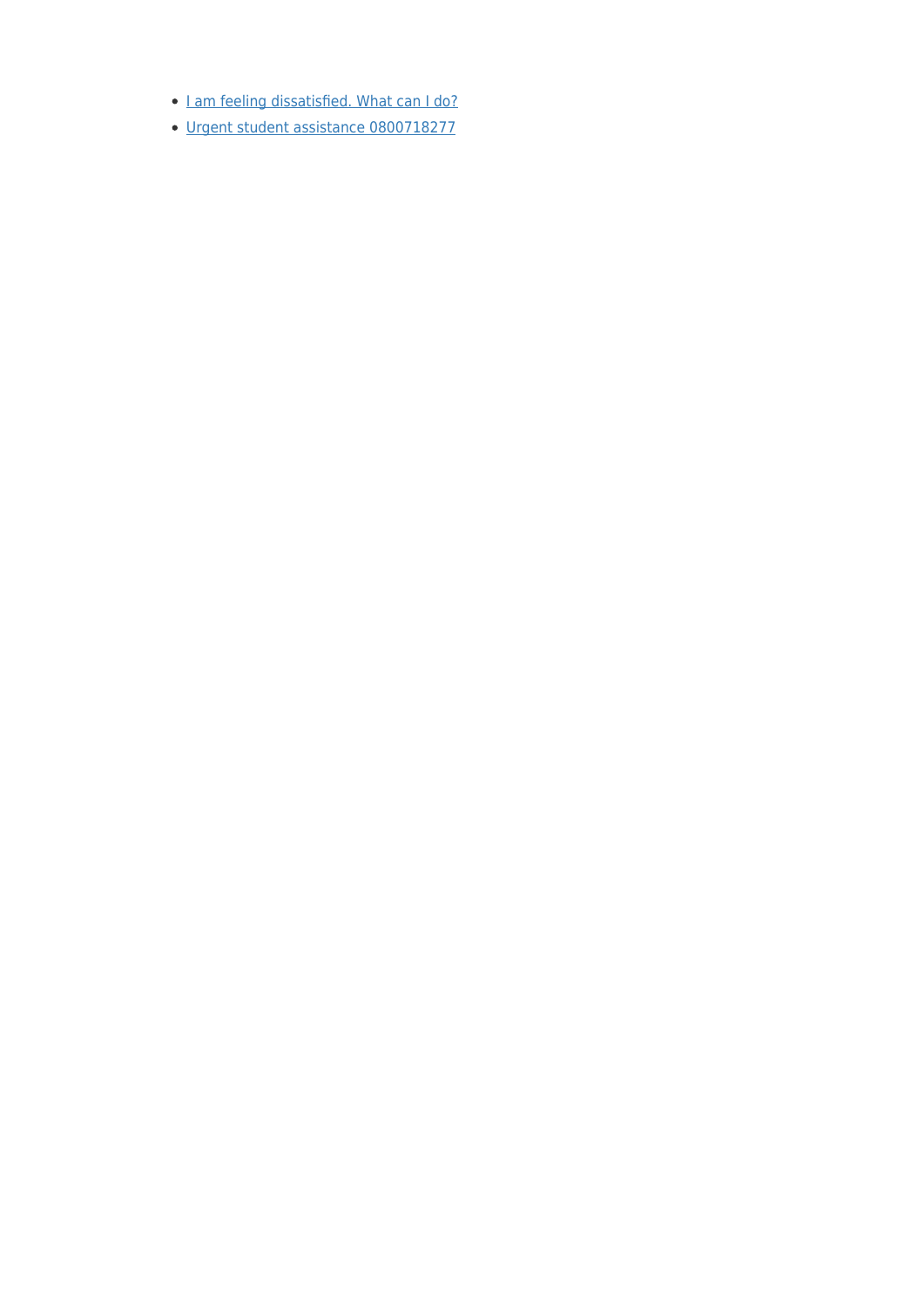- I am feeling dissatisfied. What can I do?
- Urgent student assistance 0800718277